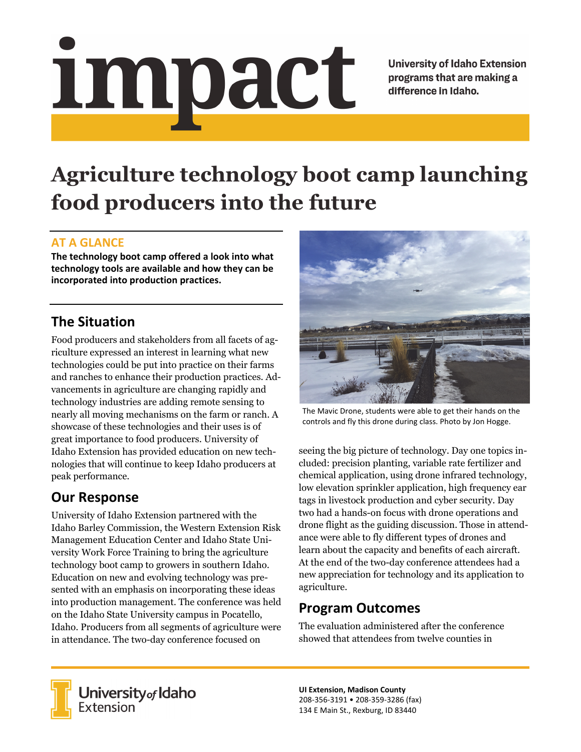# impact

University of Idaho Extension programs that are making a difference in Idaho.

# Agriculture technology boot camp launching food producers into the future

### AT A GLANCE

**The technology boot camp offered a look into what technology tools are available and how they can be incorporated into production practices.**

## The Situation

Food producers and stakeholders from all facets of agriculture expressed an interest in learning what new technologies could be put into practice on their farms and ranches to enhance their production practices. Advancements in agriculture are changing rapidly and technology industries are adding remote sensing to nearly all moving mechanisms on the farm or ranch. A showcase of these technologies and their uses is of great importance to food producers. University of Idaho Extension has provided education on new technologies that will continue to keep Idaho producers at peak performance.

## Our Response

University of Idaho Extension partnered with the Idaho Barley Commission, the Western Extension Risk Management Education Center and Idaho State University Work Force Training to bring the agriculture technology boot camp to growers in southern Idaho. Education on new and evolving technology was presented with an emphasis on incorporating these ideas into production management. The conference was held on the Idaho State University campus in Pocatello, Idaho. Producers from all segments of agriculture were in attendance. The two-day conference focused on seeing the big picture of technology. Day one topics included: precision planting, variable rate fertilizer and chemical application, using drone infrared technology, low elevation sprinkler application, high frequency ear tags in livestock production and cyber security. Day two had a hands-on focus with drone operations and drone flight as the guiding discussion. Those in attendance were able to fly different types of drones and learn about the capacity and benefits of each aircraft. At the end of the two-day conference attendees had a new appreciation for technology and its application to agriculture.

The Mavic Drone, students were able to get their hands on the controls and fly this drone during class. Photo by Jon Hogge.

## Program Outcomes

The evaluation administered after the conference showed that attendees from twelve counties in

University of Idaho Extension

**UI Extension, Madison County**
208-356-3191 • 208-359-3286 (fax)
134 E Main St., Rexburg, ID 83440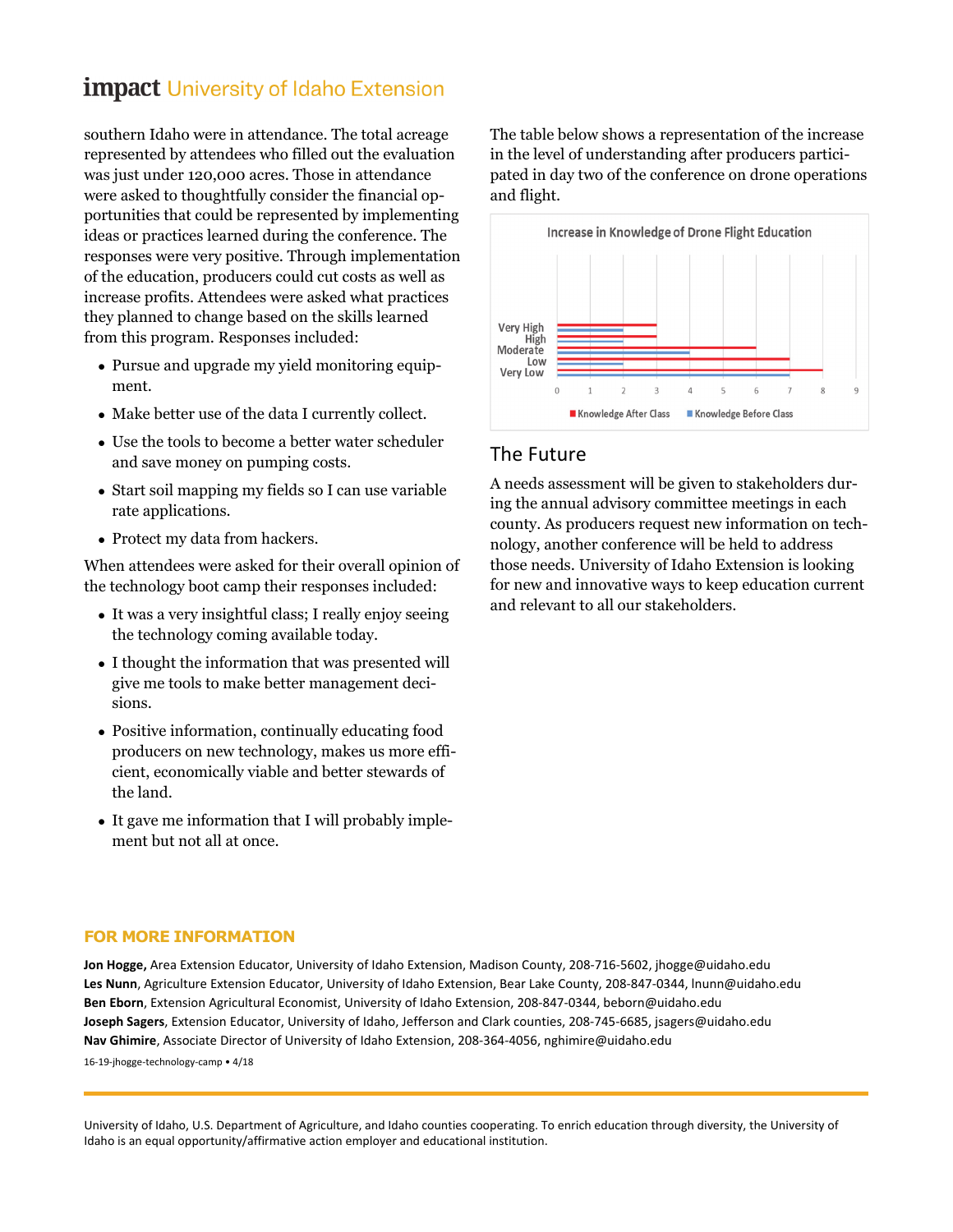southern Idaho were in attendance. The total acreage represented by attendees who filled out the evaluation was just under 120,000 acres. Those in attendance were asked to thoughtfully consider the financial opportunities that could be represented by implementing ideas or practices learned during the conference. The responses were very positive. Through implementation of the education, producers could cut costs as well as increase profits. Attendees were asked what practices they planned to change based on the skills learned from this program. Responses included:

- Pursue and upgrade my yield monitoring equipment.
- Make better use of the data I currently collect.
- Use the tools to become a better water scheduler and save money on pumping costs.
- Start soil mapping my fields so I can use variable rate applications.
- Protect my data from hackers.

When attendees were asked for their overall opinion of the technology boot camp their responses included:

- It was a very insightful class; I really enjoy seeing the technology coming available today.
- I thought the information that was presented will give me tools to make better management decisions.
- Positive information, continually educating food producers on new technology, makes us more efficient, economically viable and better stewards of the land.
- It gave me information that I will probably implement but not all at once.

The table below shows a representation of the increase in the level of understanding after producers participated in day two of the conference on drone operations and flight.

Increase in Knowledge of Drone Flight Education

Very High
High
Moderate
Low
Very Low

0 1 2 3 4 5 6 7 8 9

Knowledge After Class
Knowledge Before Class

## The Future

A needs assessment will be given to stakeholders during the annual advisory committee meetings in each county. As producers request new information on technology, another conference will be held to address those needs. University of Idaho Extension is looking for new and innovative ways to keep education current and relevant to all our stakeholders.

## FOR MORE INFORMATION

**Jon Hogge,** Area Extension Educator, University of Idaho Extension, Madison County, 208-716-5602, jhogge@uidaho.edu
**Les Nunn**, Agriculture Extension Educator, University of Idaho Extension, Bear Lake County, 208-847-0344, lnunn@uidaho.edu
**Ben Eborn**, Extension Agricultural Economist, University of Idaho Extension, 208-847-0344, beborn@uidaho.edu
**Joseph Sagers**, Extension Educator, University of Idaho, Jefferson and Clark counties, 208-745-6685, jsagers@uidaho.edu
**Nav Ghimire**, Associate Director of University of Idaho Extension, 208-364-4056, nghimire@uidaho.edu

16-19-jhogge-technology-camp • 4/18

University of Idaho, U.S. Department of Agriculture, and Idaho counties cooperating. To enrich education through diversity, the University of Idaho is an equal opportunity/affirmative action employer and educational institution.